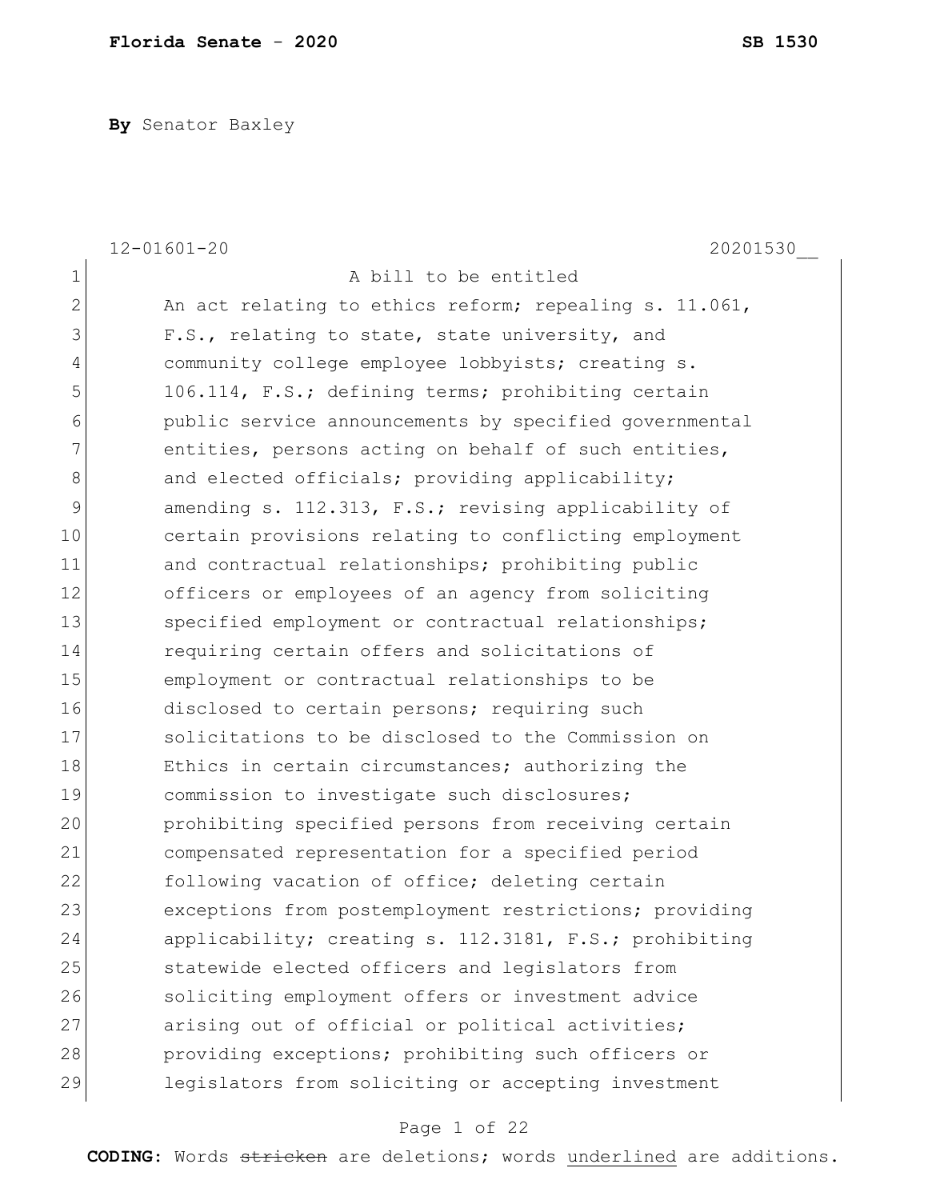**Florida Senate** - **2020** **SB 1530**

**By** Senator Baxley

12-01601-20 20201530__

A bill to be entitled

An act relating to ethics reform; repealing s. 11.061, F.S., relating to state, state university, and community college employee lobbyists; creating s. 106.114, F.S.; defining terms; prohibiting certain public service announcements by specified governmental entities, persons acting on behalf of such entities, and elected officials; providing applicability; amending s. 112.313, F.S.; revising applicability of certain provisions relating to conflicting employment and contractual relationships; prohibiting public officers or employees of an agency from soliciting specified employment or contractual relationships; requiring certain offers and solicitations of employment or contractual relationships to be disclosed to certain persons; requiring such solicitations to be disclosed to the Commission on Ethics in certain circumstances; authorizing the commission to investigate such disclosures; prohibiting specified persons from receiving certain compensated representation for a specified period following vacation of office; deleting certain exceptions from postemployment restrictions; providing applicability; creating s. 112.3181, F.S.; prohibiting statewide elected officers and legislators from soliciting employment offers or investment advice arising out of official or political activities; providing exceptions; prohibiting such officers or legislators from soliciting or accepting investment

**CODING:** Words ~~stricken~~ are deletions; words <u>underlined</u> are additions.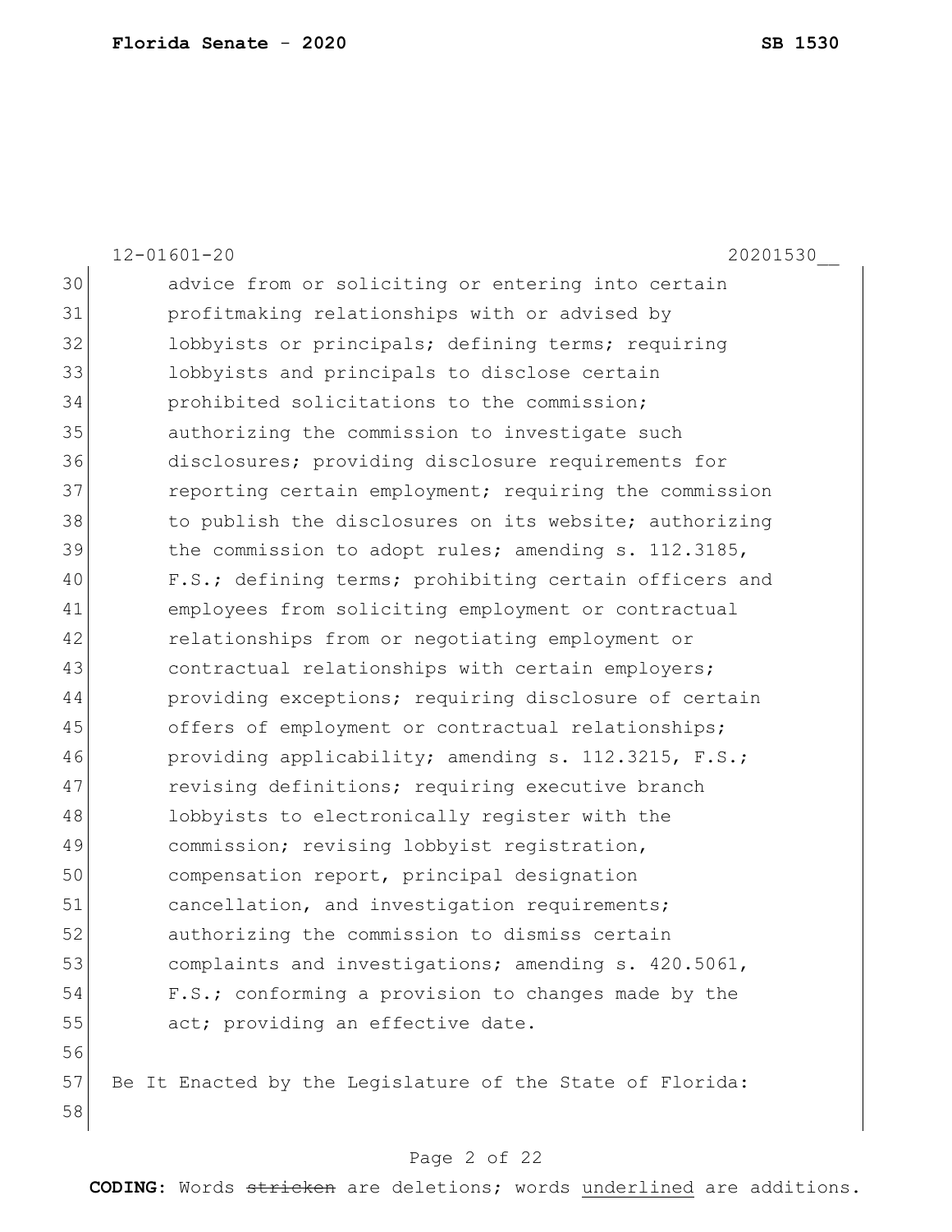advice from or soliciting or entering into certain profitmaking relationships with or advised by lobbyists or principals; defining terms; requiring lobbyists and principals to disclose certain prohibited solicitations to the commission; authorizing the commission to investigate such disclosures; providing disclosure requirements for reporting certain employment; requiring the commission to publish the disclosures on its website; authorizing the commission to adopt rules; amending s. 112.3185, F.S.; defining terms; prohibiting certain officers and employees from soliciting employment or contractual relationships from or negotiating employment or contractual relationships with certain employers; providing exceptions; requiring disclosure of certain offers of employment or contractual relationships; providing applicability; amending s. 112.3215, F.S.; revising definitions; requiring executive branch lobbyists to electronically register with the commission; revising lobbyist registration, compensation report, principal designation cancellation, and investigation requirements; authorizing the commission to dismiss certain complaints and investigations; amending s. 420.5061, F.S.; conforming a provision to changes made by the act; providing an effective date.

Be It Enacted by the Legislature of the State of Florida: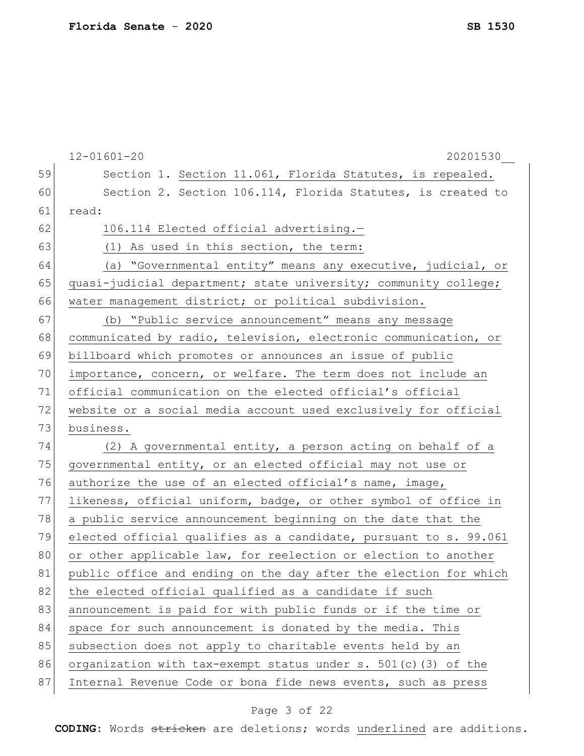Section 1. Section 11.061, Florida Statutes, is repealed.

Section 2. Section 106.114, Florida Statutes, is created to read:

106.114 Elected official advertising.—

(1) As used in this section, the term:

(a) "Governmental entity" means any executive, judicial, or quasi-judicial department; state university; community college; water management district; or political subdivision.

(b) "Public service announcement" means any message communicated by radio, television, electronic communication, or billboard which promotes or announces an issue of public importance, concern, or welfare. The term does not include an official communication on the elected official's official website or a social media account used exclusively for official business.

(2) A governmental entity, a person acting on behalf of a governmental entity, or an elected official may not use or authorize the use of an elected official's name, image, likeness, official uniform, badge, or other symbol of office in a public service announcement beginning on the date that the elected official qualifies as a candidate, pursuant to s. 99.061 or other applicable law, for reelection or election to another public office and ending on the day after the election for which the elected official qualified as a candidate if such announcement is paid for with public funds or if the time or space for such announcement is donated by the media. This subsection does not apply to charitable events held by an organization with tax-exempt status under s. 501(c)(3) of the Internal Revenue Code or bona fide news events, such as press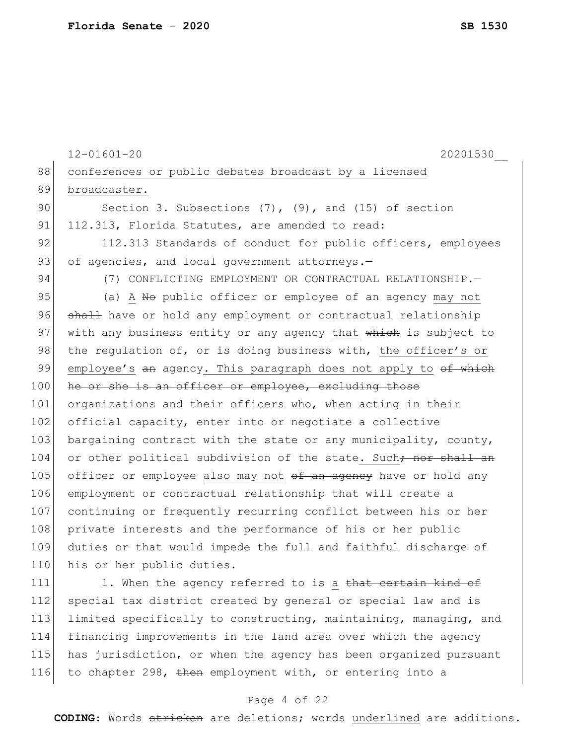conferences or public debates broadcast by a licensed broadcaster.

Section 3. Subsections (7), (9), and (15) of section 112.313, Florida Statutes, are amended to read:

112.313 Standards of conduct for public officers, employees of agencies, and local government attorneys.—

(7) CONFLICTING EMPLOYMENT OR CONTRACTUAL RELATIONSHIP.—

(a) <u>A</u> ~~No~~ public officer or employee of an agency <u>may not</u> ~~shall~~ have or hold any employment or contractual relationship with any business entity or any agency <u>that</u> ~~which~~ is subject to the regulation of, or is doing business with, <u>the officer's or employee's</u> ~~an~~ agency<u>. This paragraph does not apply to</u> ~~of which he or she is an officer or employee, excluding those~~ organizations and their officers who, when acting in their official capacity, enter into or negotiate a collective bargaining contract with the state or any municipality, county, or other political subdivision of the state<u>. Such</u>~~; nor shall an~~ officer or employee <u>also may not</u> ~~of an agency~~ have or hold any employment or contractual relationship that will create a continuing or frequently recurring conflict between his or her private interests and the performance of his or her public duties or that would impede the full and faithful discharge of his or her public duties.

1. When the agency referred to is <u>a</u> ~~that certain kind of~~ special tax district created by general or special law and is limited specifically to constructing, maintaining, managing, and financing improvements in the land area over which the agency has jurisdiction, or when the agency has been organized pursuant to chapter 298, ~~then~~ employment with, or entering into a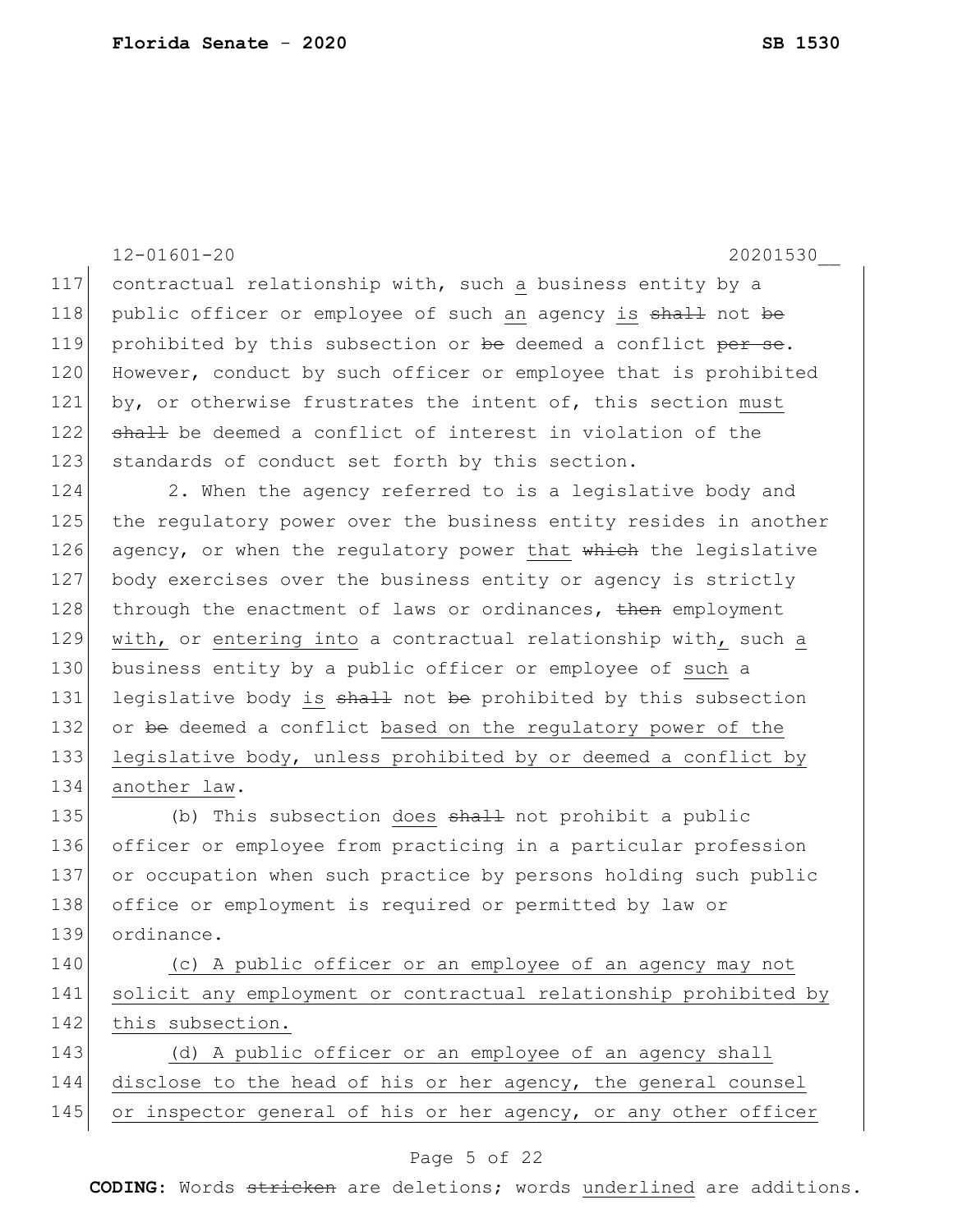contractual relationship with, such <u>a</u> business entity by a public officer or employee of such <u>an</u> agency <u>is</u> ~~shall~~ not ~~be~~ prohibited by this subsection or ~~be~~ deemed a conflict ~~per se~~. However, conduct by such officer or employee that is prohibited by, or otherwise frustrates the intent of, this section <u>must</u> ~~shall~~ be deemed a conflict of interest in violation of the standards of conduct set forth by this section.

2. When the agency referred to is a legislative body and the regulatory power over the business entity resides in another agency, or when the regulatory power <u>that</u> ~~which~~ the legislative body exercises over the business entity or agency is strictly through the enactment of laws or ordinances, ~~then~~ employment <u>with,</u> or <u>entering into</u> a contractual relationship with<u>,</u> such <u>a</u> business entity by a public officer or employee of <u>such</u> a legislative body <u>is</u> ~~shall~~ not ~~be~~ prohibited by this subsection or ~~be~~ deemed a conflict <u>based on the regulatory power of the legislative body, unless prohibited by or deemed a conflict by another law</u>.

(b) This subsection <u>does</u> ~~shall~~ not prohibit a public officer or employee from practicing in a particular profession or occupation when such practice by persons holding such public office or employment is required or permitted by law or ordinance.

<u>(c) A public officer or an employee of an agency may not solicit any employment or contractual relationship prohibited by this subsection.</u>

<u>(d) A public officer or an employee of an agency shall disclose to the head of his or her agency, the general counsel or inspector general of his or her agency, or any other officer</u>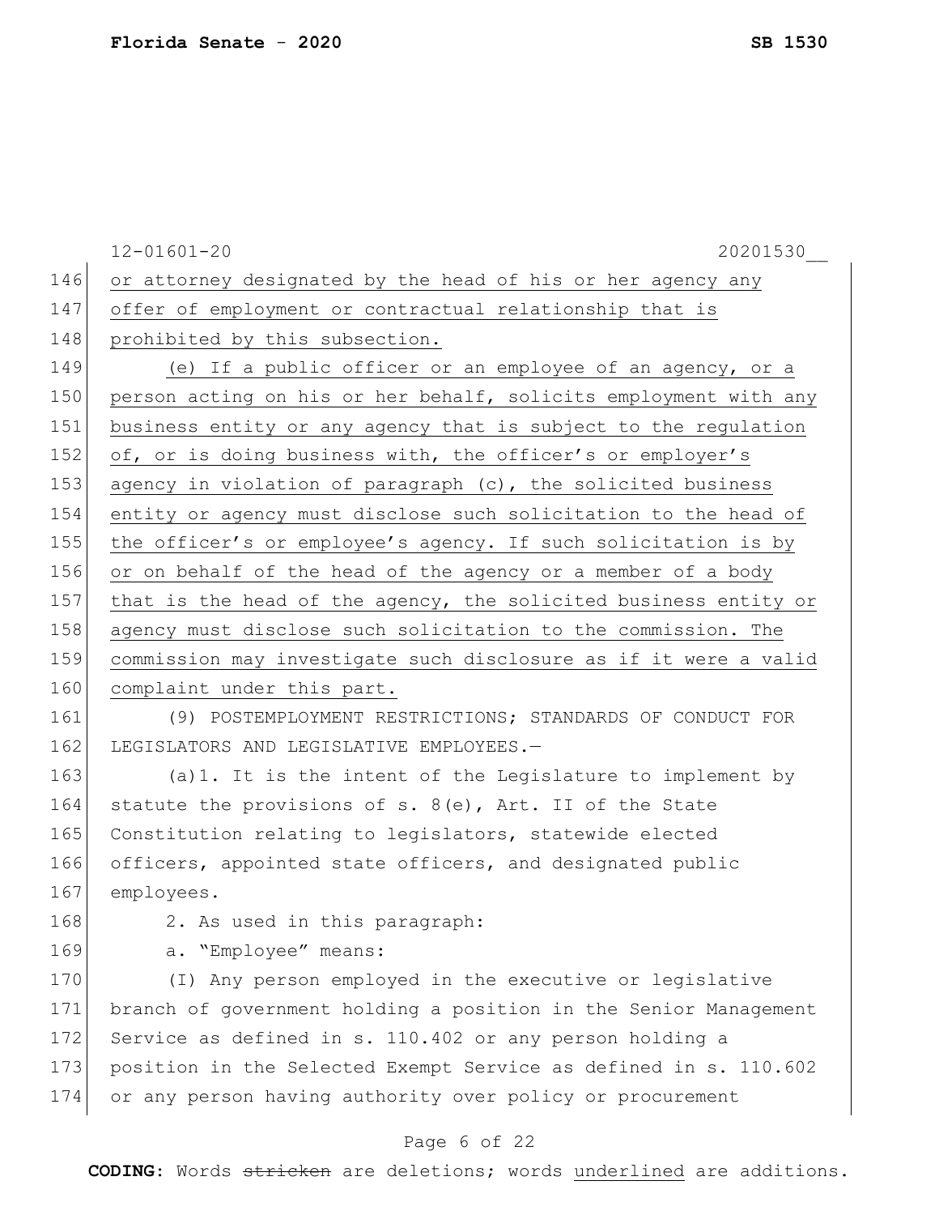or attorney designated by the head of his or her agency any offer of employment or contractual relationship that is prohibited by this subsection.

(e) If a public officer or an employee of an agency, or a person acting on his or her behalf, solicits employment with any business entity or any agency that is subject to the regulation of, or is doing business with, the officer's or employer's agency in violation of paragraph (c), the solicited business entity or agency must disclose such solicitation to the head of the officer's or employee's agency. If such solicitation is by or on behalf of the head of the agency or a member of a body that is the head of the agency, the solicited business entity or agency must disclose such solicitation to the commission. The commission may investigate such disclosure as if it were a valid complaint under this part.

(9) POSTEMPLOYMENT RESTRICTIONS; STANDARDS OF CONDUCT FOR LEGISLATORS AND LEGISLATIVE EMPLOYEES.—

(a)1. It is the intent of the Legislature to implement by statute the provisions of s. 8(e), Art. II of the State Constitution relating to legislators, statewide elected officers, appointed state officers, and designated public employees.

2. As used in this paragraph:

a. "Employee" means:

(I) Any person employed in the executive or legislative branch of government holding a position in the Senior Management Service as defined in s. 110.402 or any person holding a position in the Selected Exempt Service as defined in s. 110.602 or any person having authority over policy or procurement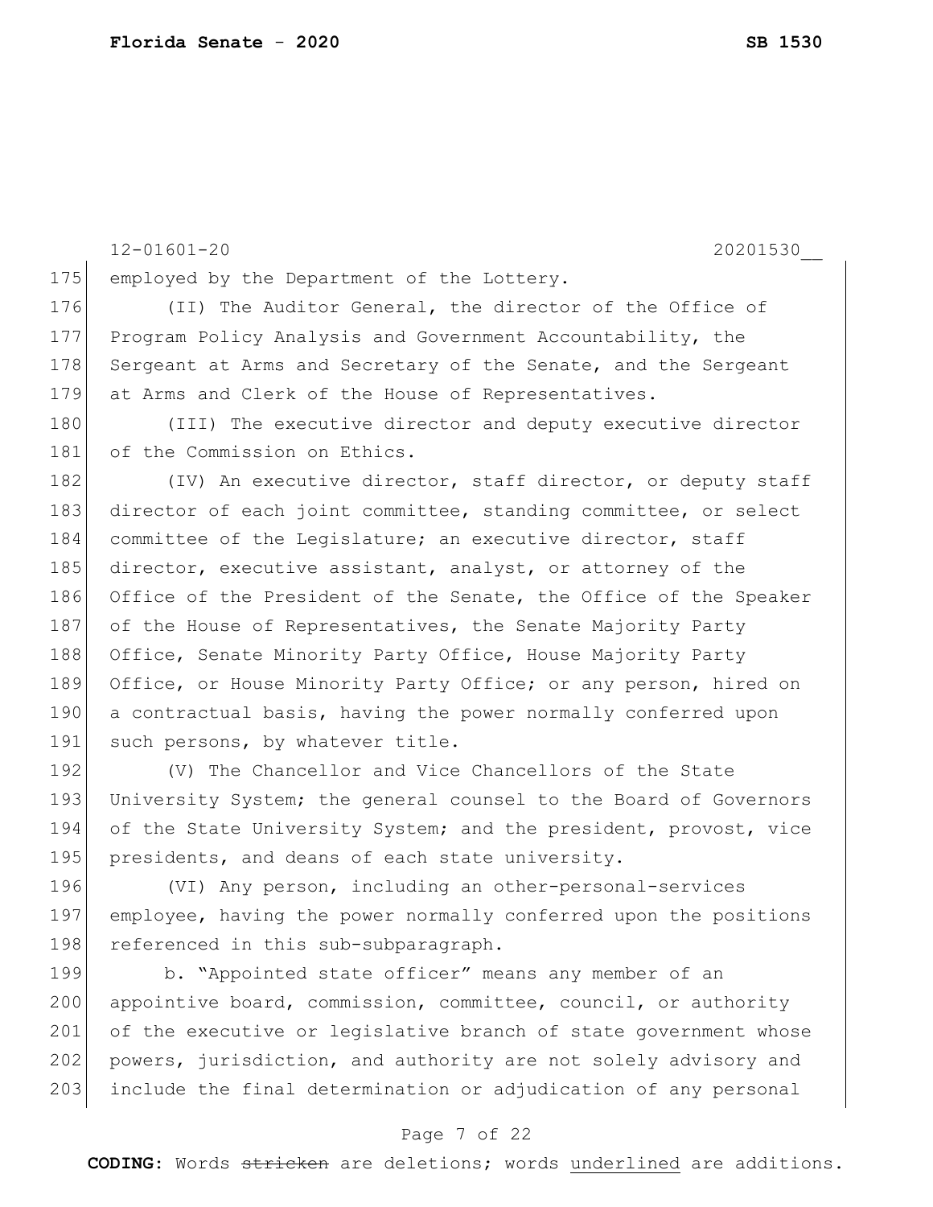employed by the Department of the Lottery.

(II) The Auditor General, the director of the Office of Program Policy Analysis and Government Accountability, the Sergeant at Arms and Secretary of the Senate, and the Sergeant at Arms and Clerk of the House of Representatives.

(III) The executive director and deputy executive director of the Commission on Ethics.

(IV) An executive director, staff director, or deputy staff director of each joint committee, standing committee, or select committee of the Legislature; an executive director, staff director, executive assistant, analyst, or attorney of the Office of the President of the Senate, the Office of the Speaker of the House of Representatives, the Senate Majority Party Office, Senate Minority Party Office, House Majority Party Office, or House Minority Party Office; or any person, hired on a contractual basis, having the power normally conferred upon such persons, by whatever title.

(V) The Chancellor and Vice Chancellors of the State University System; the general counsel to the Board of Governors of the State University System; and the president, provost, vice presidents, and deans of each state university.

(VI) Any person, including an other-personal-services employee, having the power normally conferred upon the positions referenced in this sub-subparagraph.

b. "Appointed state officer" means any member of an appointive board, commission, committee, council, or authority of the executive or legislative branch of state government whose powers, jurisdiction, and authority are not solely advisory and include the final determination or adjudication of any personal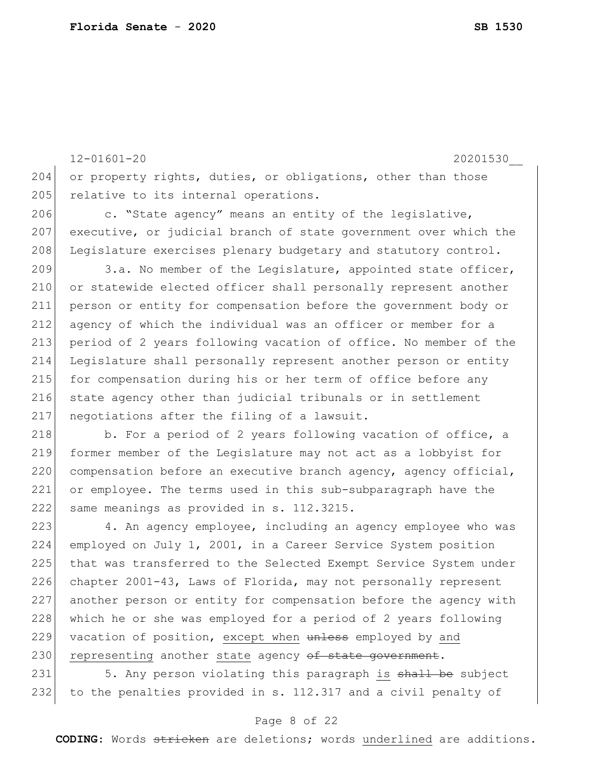or property rights, duties, or obligations, other than those relative to its internal operations.

c. "State agency" means an entity of the legislative, executive, or judicial branch of state government over which the Legislature exercises plenary budgetary and statutory control.

3.a. No member of the Legislature, appointed state officer, or statewide elected officer shall personally represent another person or entity for compensation before the government body or agency of which the individual was an officer or member for a period of 2 years following vacation of office. No member of the Legislature shall personally represent another person or entity for compensation during his or her term of office before any state agency other than judicial tribunals or in settlement negotiations after the filing of a lawsuit.

b. For a period of 2 years following vacation of office, a former member of the Legislature may not act as a lobbyist for compensation before an executive branch agency, agency official, or employee. The terms used in this sub-subparagraph have the same meanings as provided in s. 112.3215.

4. An agency employee, including an agency employee who was employed on July 1, 2001, in a Career Service System position that was transferred to the Selected Exempt Service System under chapter 2001-43, Laws of Florida, may not personally represent another person or entity for compensation before the agency with which he or she was employed for a period of 2 years following vacation of position, <u>except when</u> ~~unless~~ employed by <u>and representing</u> another <u>state</u> agency ~~of state government~~.

5. Any person violating this paragraph <u>is</u> ~~shall be~~ subject to the penalties provided in s. 112.317 and a civil penalty of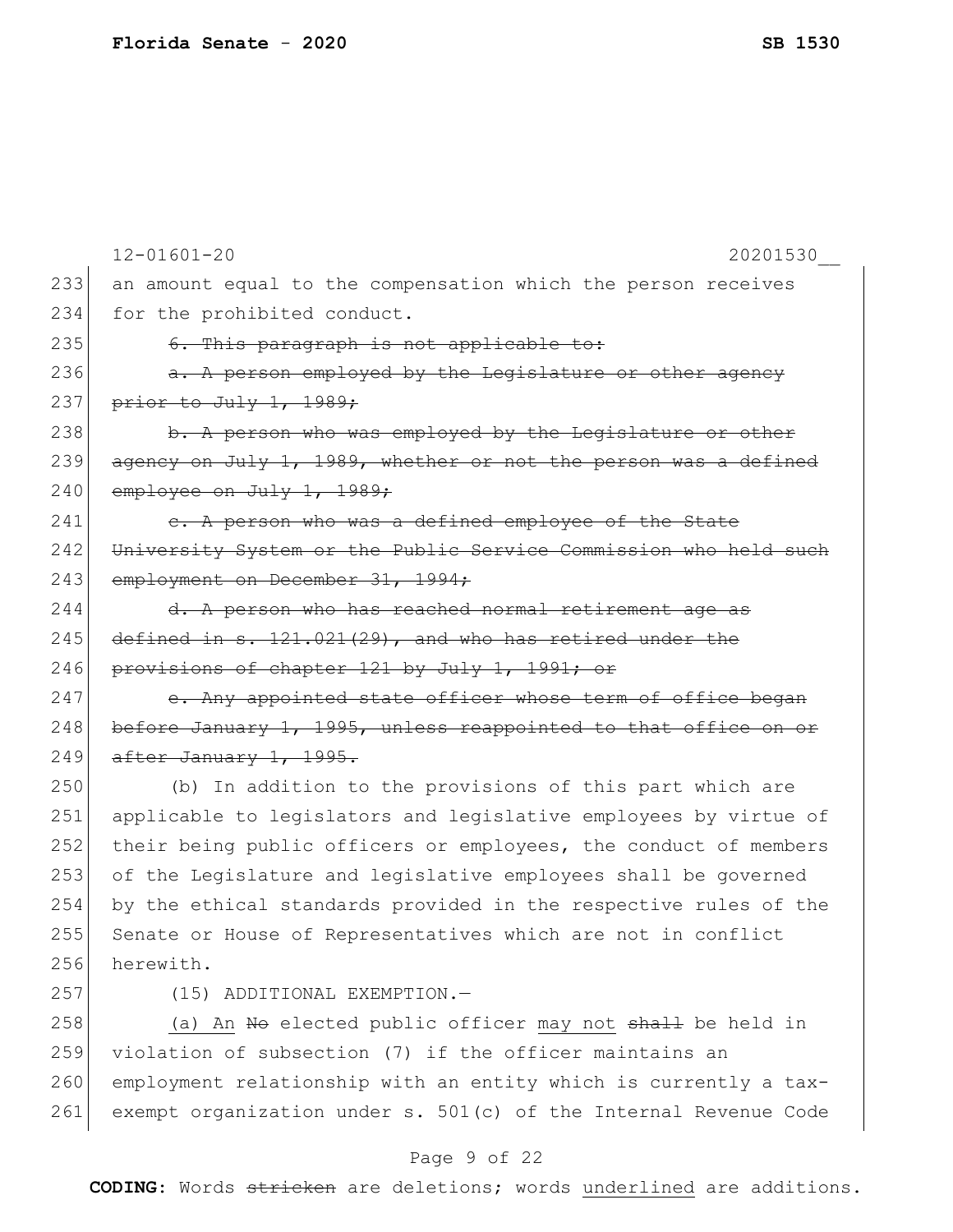an amount equal to the compensation which the person receives for the prohibited conduct.

~~6. This paragraph is not applicable to:~~

~~a. A person employed by the Legislature or other agency prior to July 1, 1989;~~

~~b. A person who was employed by the Legislature or other agency on July 1, 1989, whether or not the person was a defined employee on July 1, 1989;~~

~~c. A person who was a defined employee of the State University System or the Public Service Commission who held such employment on December 31, 1994;~~

~~d. A person who has reached normal retirement age as defined in s. 121.021(29), and who has retired under the provisions of chapter 121 by July 1, 1991; or~~

~~e. Any appointed state officer whose term of office began before January 1, 1995, unless reappointed to that office on or after January 1, 1995.~~

(b) In addition to the provisions of this part which are applicable to legislators and legislative employees by virtue of their being public officers or employees, the conduct of members of the Legislature and legislative employees shall be governed by the ethical standards provided in the respective rules of the Senate or House of Representatives which are not in conflict herewith.

(15) ADDITIONAL EXEMPTION.—

(a) An ~~No~~ elected public officer <u>may not</u> ~~shall~~ be held in violation of subsection (7) if the officer maintains an employment relationship with an entity which is currently a tax-exempt organization under s. 501(c) of the Internal Revenue Code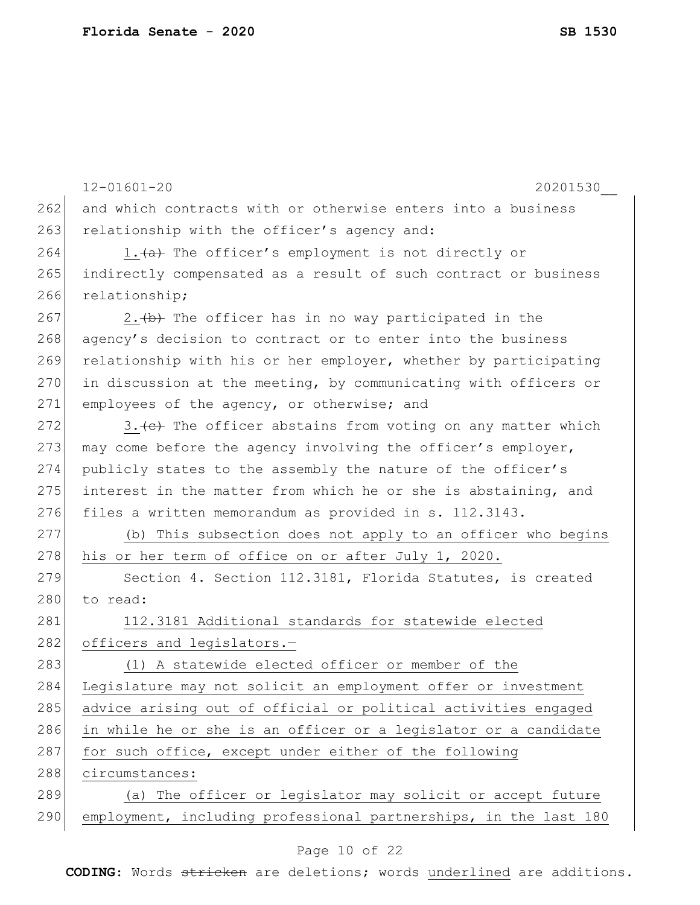and which contracts with or otherwise enters into a business relationship with the officer's agency and:

1.~~(a)~~ The officer's employment is not directly or indirectly compensated as a result of such contract or business relationship;

2.~~(b)~~ The officer has in no way participated in the agency's decision to contract or to enter into the business relationship with his or her employer, whether by participating in discussion at the meeting, by communicating with officers or employees of the agency, or otherwise; and

3.~~(c)~~ The officer abstains from voting on any matter which may come before the agency involving the officer's employer, publicly states to the assembly the nature of the officer's interest in the matter from which he or she is abstaining, and files a written memorandum as provided in s. 112.3143.

<u>(b) This subsection does not apply to an officer who begins his or her term of office on or after July 1, 2020.</u>

Section 4. Section 112.3181, Florida Statutes, is created to read:

<u>112.3181 Additional standards for statewide elected officers and legislators.—</u>

<u>(1) A statewide elected officer or member of the Legislature may not solicit an employment offer or investment advice arising out of official or political activities engaged in while he or she is an officer or a legislator or a candidate for such office, except under either of the following circumstances:</u>

<u>(a) The officer or legislator may solicit or accept future employment, including professional partnerships, in the last 180</u>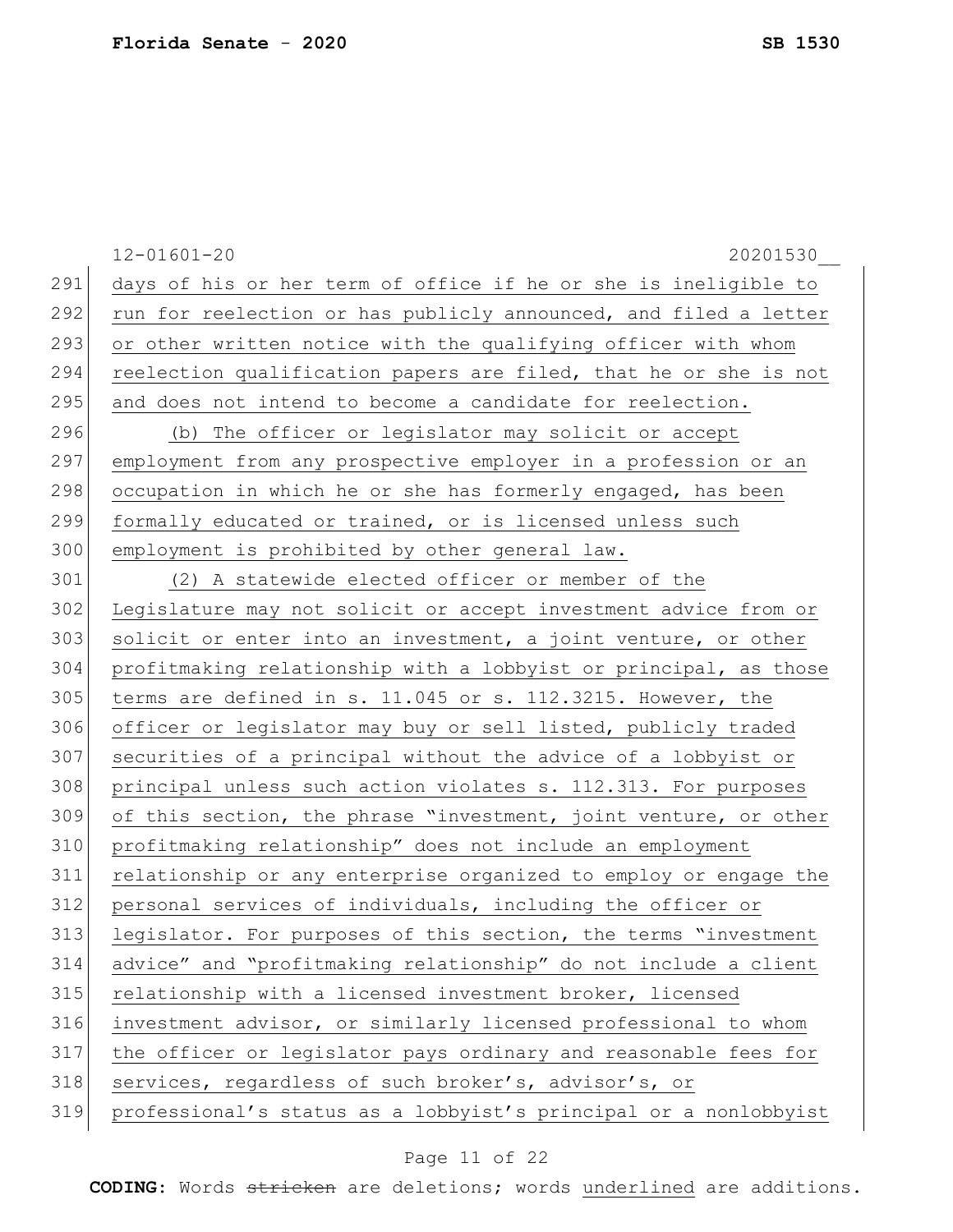days of his or her term of office if he or she is ineligible to run for reelection or has publicly announced, and filed a letter or other written notice with the qualifying officer with whom reelection qualification papers are filed, that he or she is not and does not intend to become a candidate for reelection.

(b) The officer or legislator may solicit or accept employment from any prospective employer in a profession or an occupation in which he or she has formerly engaged, has been formally educated or trained, or is licensed unless such employment is prohibited by other general law.

(2) A statewide elected officer or member of the Legislature may not solicit or accept investment advice from or solicit or enter into an investment, a joint venture, or other profitmaking relationship with a lobbyist or principal, as those terms are defined in s. 11.045 or s. 112.3215. However, the officer or legislator may buy or sell listed, publicly traded securities of a principal without the advice of a lobbyist or principal unless such action violates s. 112.313. For purposes of this section, the phrase "investment, joint venture, or other profitmaking relationship" does not include an employment relationship or any enterprise organized to employ or engage the personal services of individuals, including the officer or legislator. For purposes of this section, the terms "investment advice" and "profitmaking relationship" do not include a client relationship with a licensed investment broker, licensed investment advisor, or similarly licensed professional to whom the officer or legislator pays ordinary and reasonable fees for services, regardless of such broker's, advisor's, or professional's status as a lobbyist's principal or a nonlobbyist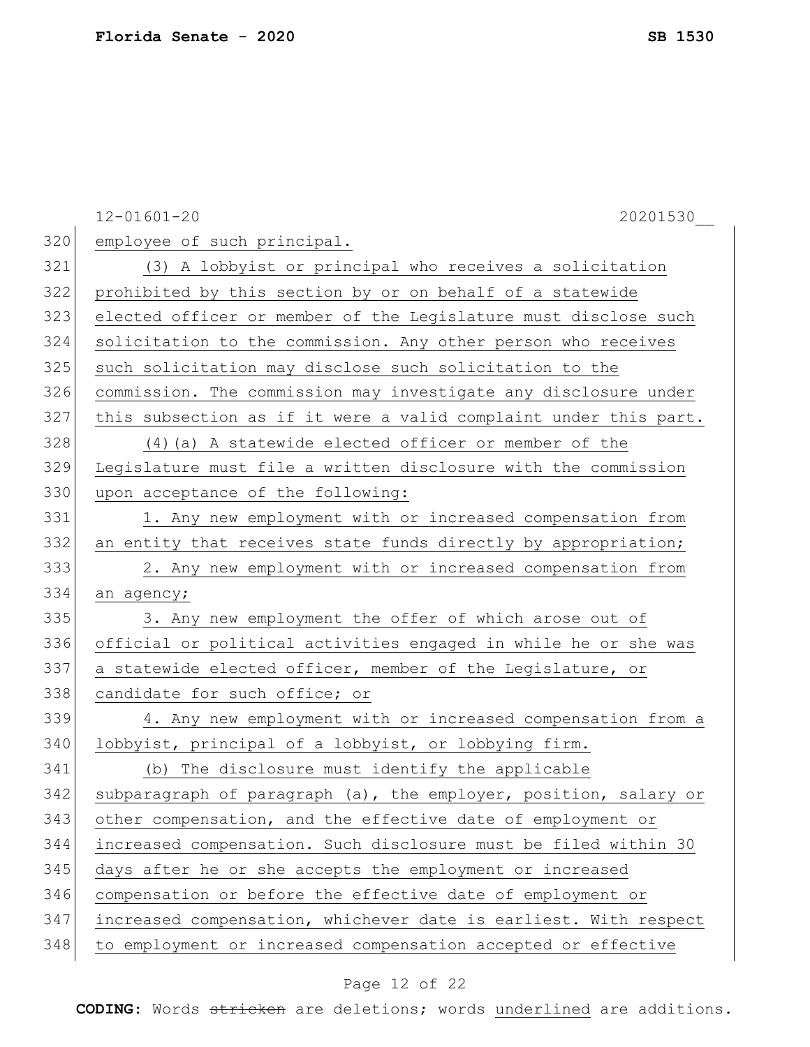employee of such principal.

(3) A lobbyist or principal who receives a solicitation prohibited by this section by or on behalf of a statewide elected officer or member of the Legislature must disclose such solicitation to the commission. Any other person who receives such solicitation may disclose such solicitation to the commission. The commission may investigate any disclosure under this subsection as if it were a valid complaint under this part.

(4)(a) A statewide elected officer or member of the Legislature must file a written disclosure with the commission upon acceptance of the following:

1. Any new employment with or increased compensation from an entity that receives state funds directly by appropriation;

2. Any new employment with or increased compensation from an agency;

3. Any new employment the offer of which arose out of official or political activities engaged in while he or she was a statewide elected officer, member of the Legislature, or candidate for such office; or

4. Any new employment with or increased compensation from a lobbyist, principal of a lobbyist, or lobbying firm.

(b) The disclosure must identify the applicable subparagraph of paragraph (a), the employer, position, salary or other compensation, and the effective date of employment or increased compensation. Such disclosure must be filed within 30 days after he or she accepts the employment or increased compensation or before the effective date of employment or increased compensation, whichever date is earliest. With respect to employment or increased compensation accepted or effective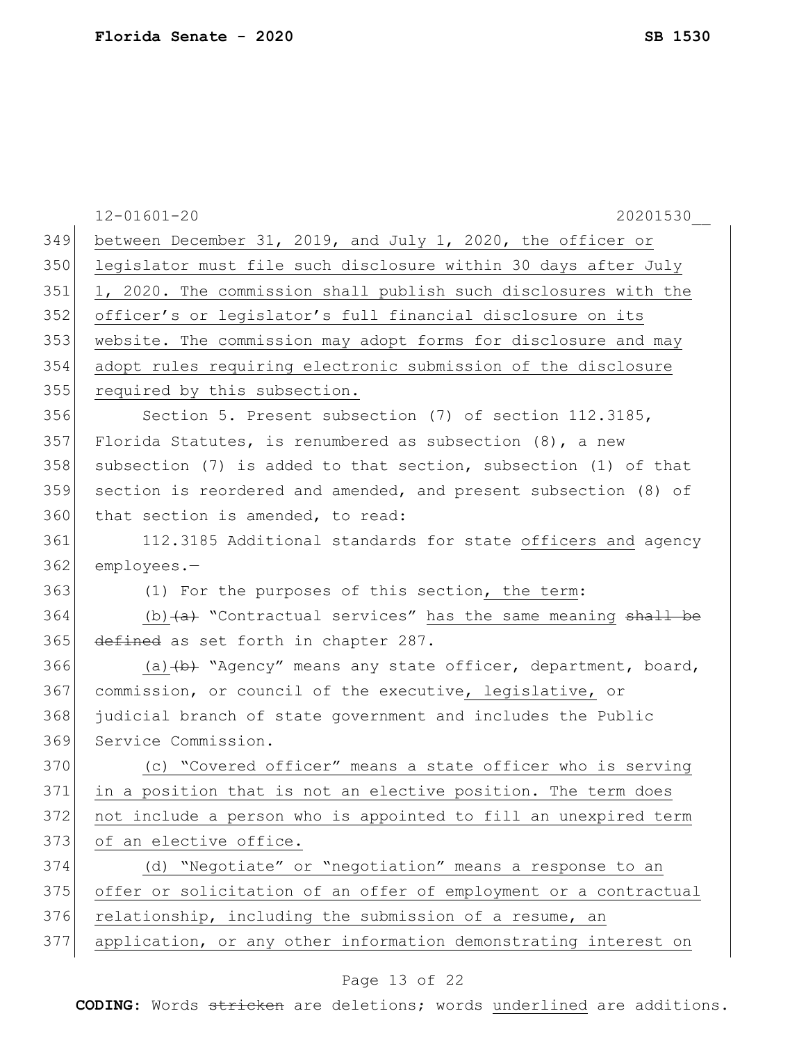between December 31, 2019, and July 1, 2020, the officer or legislator must file such disclosure within 30 days after July 1, 2020. The commission shall publish such disclosures with the officer's or legislator's full financial disclosure on its website. The commission may adopt forms for disclosure and may adopt rules requiring electronic submission of the disclosure required by this subsection.

Section 5. Present subsection (7) of section 112.3185, Florida Statutes, is renumbered as subsection (8), a new subsection (7) is added to that section, subsection (1) of that section is reordered and amended, and present subsection (8) of that section is amended, to read:

112.3185 Additional standards for state officers and agency employees.—

(1) For the purposes of this section, the term:

(b) ~~(a)~~ "Contractual services" has the same meaning ~~shall be defined~~ as set forth in chapter 287.

(a) ~~(b)~~ "Agency" means any state officer, department, board, commission, or council of the executive, legislative, or judicial branch of state government and includes the Public Service Commission.

(c) "Covered officer" means a state officer who is serving in a position that is not an elective position. The term does not include a person who is appointed to fill an unexpired term of an elective office.

(d) "Negotiate" or "negotiation" means a response to an offer or solicitation of an offer of employment or a contractual relationship, including the submission of a resume, an application, or any other information demonstrating interest on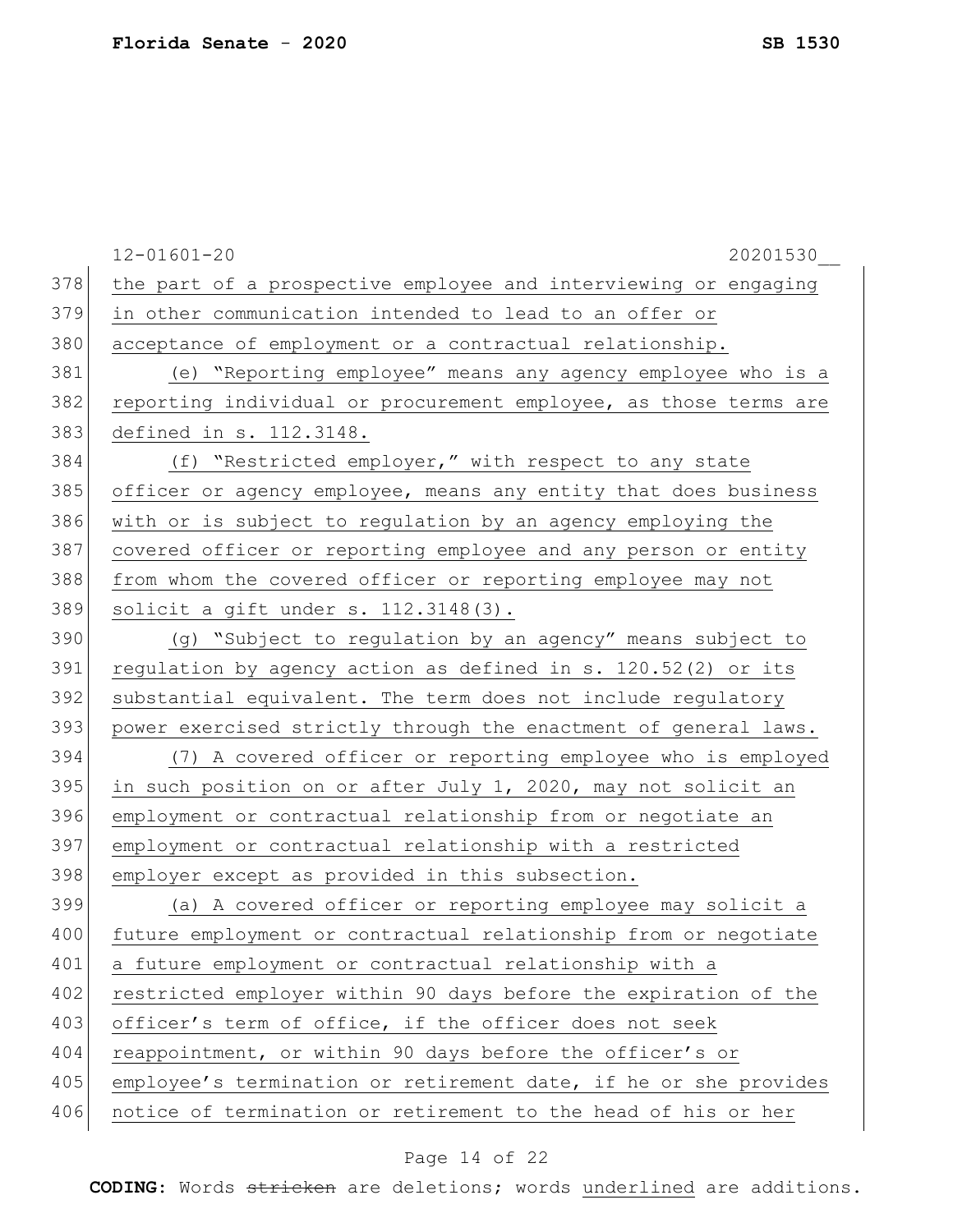12-01601-20 20201530__

378 the part of a prospective employee and interviewing or engaging
379 in other communication intended to lead to an offer or
380 acceptance of employment or a contractual relationship.

381 (e) "Reporting employee" means any agency employee who is a
382 reporting individual or procurement employee, as those terms are
383 defined in s. 112.3148.

384 (f) "Restricted employer," with respect to any state
385 officer or agency employee, means any entity that does business
386 with or is subject to regulation by an agency employing the
387 covered officer or reporting employee and any person or entity
388 from whom the covered officer or reporting employee may not
389 solicit a gift under s. 112.3148(3).

390 (g) "Subject to regulation by an agency" means subject to
391 regulation by agency action as defined in s. 120.52(2) or its
392 substantial equivalent. The term does not include regulatory
393 power exercised strictly through the enactment of general laws.

394 (7) A covered officer or reporting employee who is employed
395 in such position on or after July 1, 2020, may not solicit an
396 employment or contractual relationship from or negotiate an
397 employment or contractual relationship with a restricted
398 employer except as provided in this subsection.

399 (a) A covered officer or reporting employee may solicit a
400 future employment or contractual relationship from or negotiate
401 a future employment or contractual relationship with a
402 restricted employer within 90 days before the expiration of the
403 officer's term of office, if the officer does not seek
404 reappointment, or within 90 days before the officer's or
405 employee's termination or retirement date, if he or she provides
406 notice of termination or retirement to the head of his or her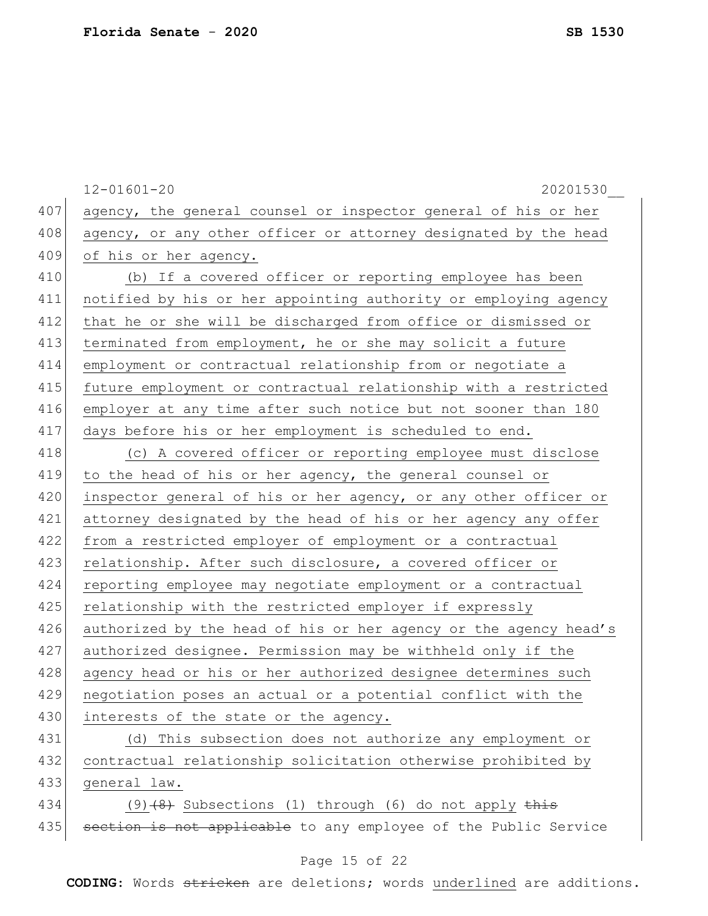agency, the general counsel or inspector general of his or her agency, or any other officer or attorney designated by the head of his or her agency.

(b) If a covered officer or reporting employee has been notified by his or her appointing authority or employing agency that he or she will be discharged from office or dismissed or terminated from employment, he or she may solicit a future employment or contractual relationship from or negotiate a future employment or contractual relationship with a restricted employer at any time after such notice but not sooner than 180 days before his or her employment is scheduled to end.

(c) A covered officer or reporting employee must disclose to the head of his or her agency, the general counsel or inspector general of his or her agency, or any other officer or attorney designated by the head of his or her agency any offer from a restricted employer of employment or a contractual relationship. After such disclosure, a covered officer or reporting employee may negotiate employment or a contractual relationship with the restricted employer if expressly authorized by the head of his or her agency or the agency head's authorized designee. Permission may be withheld only if the agency head or his or her authorized designee determines such negotiation poses an actual or a potential conflict with the interests of the state or the agency.

(d) This subsection does not authorize any employment or contractual relationship solicitation otherwise prohibited by general law.

(9) ~~(8)~~ Subsections (1) through (6) do not apply ~~this section is not applicable~~ to any employee of the Public Service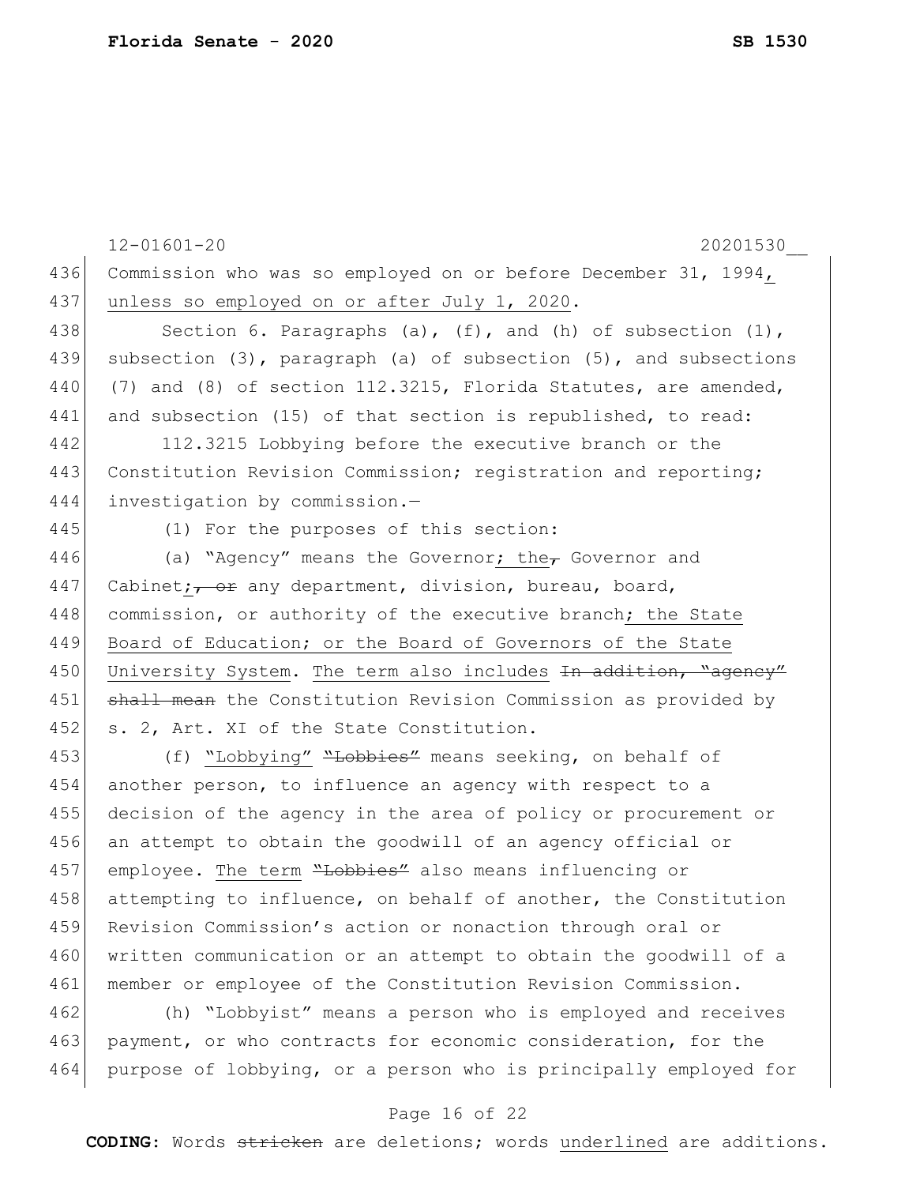12-01601-20 20201530__

436 Commission who was so employed on or before December 31, 1994, unless so employed on or after July 1, 2020.

438 Section 6. Paragraphs (a), (f), and (h) of subsection (1), subsection (3), paragraph (a) of subsection (5), and subsections (7) and (8) of section 112.3215, Florida Statutes, are amended, and subsection (15) of that section is republished, to read:

442 112.3215 Lobbying before the executive branch or the Constitution Revision Commission; registration and reporting; investigation by commission.—

445 (1) For the purposes of this section:

446 (a) "Agency" means the Governor; the, Governor and Cabinet;, or any department, division, bureau, board, commission, or authority of the executive branch; the State Board of Education; or the Board of Governors of the State University System. The term also includes ~~In addition, "agency" shall mean~~ the Constitution Revision Commission as provided by s. 2, Art. XI of the State Constitution.

453 (f) "Lobbying" ~~"Lobbies"~~ means seeking, on behalf of another person, to influence an agency with respect to a decision of the agency in the area of policy or procurement or an attempt to obtain the goodwill of an agency official or employee. The term ~~"Lobbies"~~ also means influencing or attempting to influence, on behalf of another, the Constitution Revision Commission's action or nonaction through oral or written communication or an attempt to obtain the goodwill of a member or employee of the Constitution Revision Commission.

462 (h) "Lobbyist" means a person who is employed and receives payment, or who contracts for economic consideration, for the purpose of lobbying, or a person who is principally employed for

**CODING:** Words ~~stricken~~ are deletions; words underlined are additions.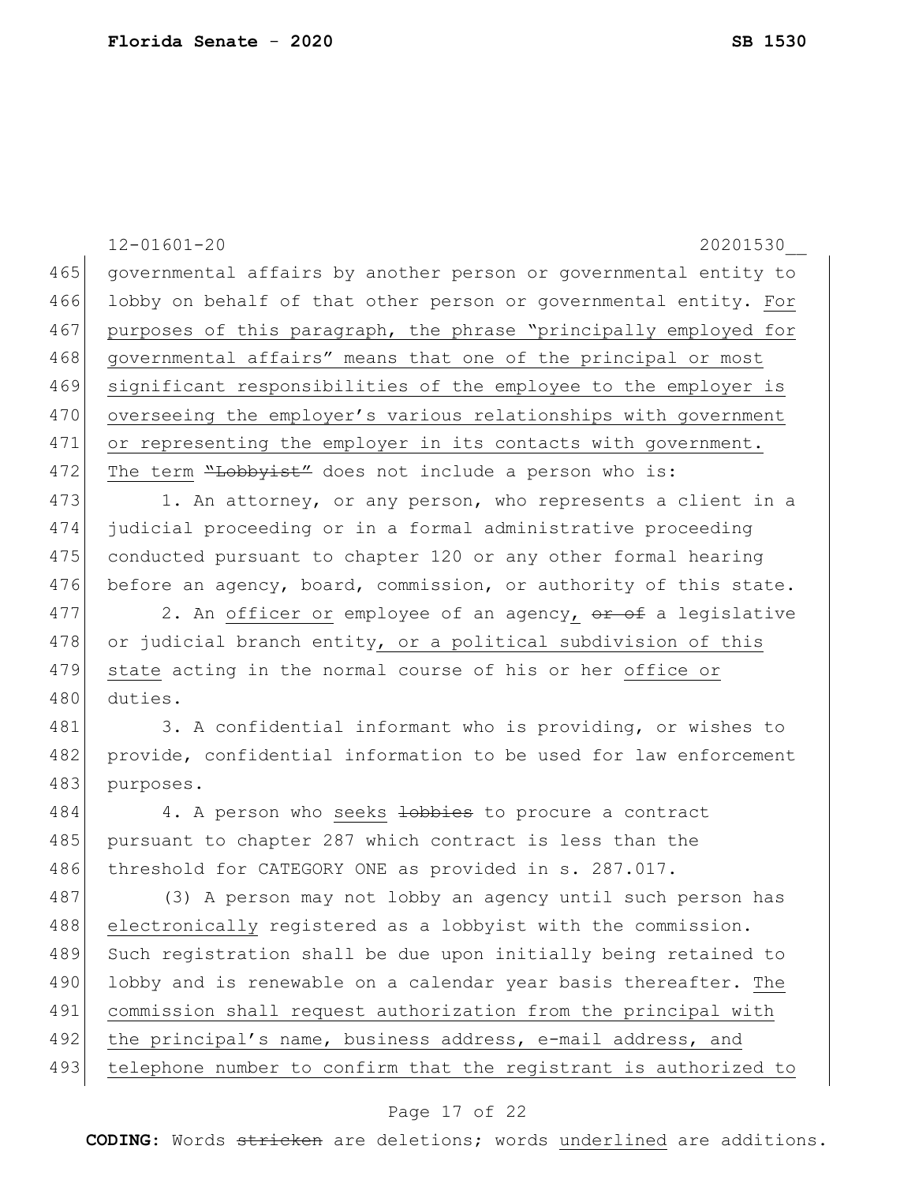governmental affairs by another person or governmental entity to lobby on behalf of that other person or governmental entity. <u>For purposes of this paragraph, the phrase "principally employed for governmental affairs" means that one of the principal or most significant responsibilities of the employee to the employer is overseeing the employer's various relationships with government or representing the employer in its contacts with government.</u> The term ~~"Lobbyist"~~ does not include a person who is:

1. An attorney, or any person, who represents a client in a judicial proceeding or in a formal administrative proceeding conducted pursuant to chapter 120 or any other formal hearing before an agency, board, commission, or authority of this state.

2. An <u>officer or</u> employee of an agency, ~~or of~~ a legislative or judicial branch entity<u>, or a political subdivision of this state</u> acting in the normal course of his or her <u>office or</u> duties.

3. A confidential informant who is providing, or wishes to provide, confidential information to be used for law enforcement purposes.

4. A person who <u>seeks</u> ~~lobbies~~ to procure a contract pursuant to chapter 287 which contract is less than the threshold for CATEGORY ONE as provided in s. 287.017.

(3) A person may not lobby an agency until such person has <u>electronically</u> registered as a lobbyist with the commission. Such registration shall be due upon initially being retained to lobby and is renewable on a calendar year basis thereafter. <u>The commission shall request authorization from the principal with the principal's name, business address, e-mail address, and telephone number to confirm that the registrant is authorized to</u>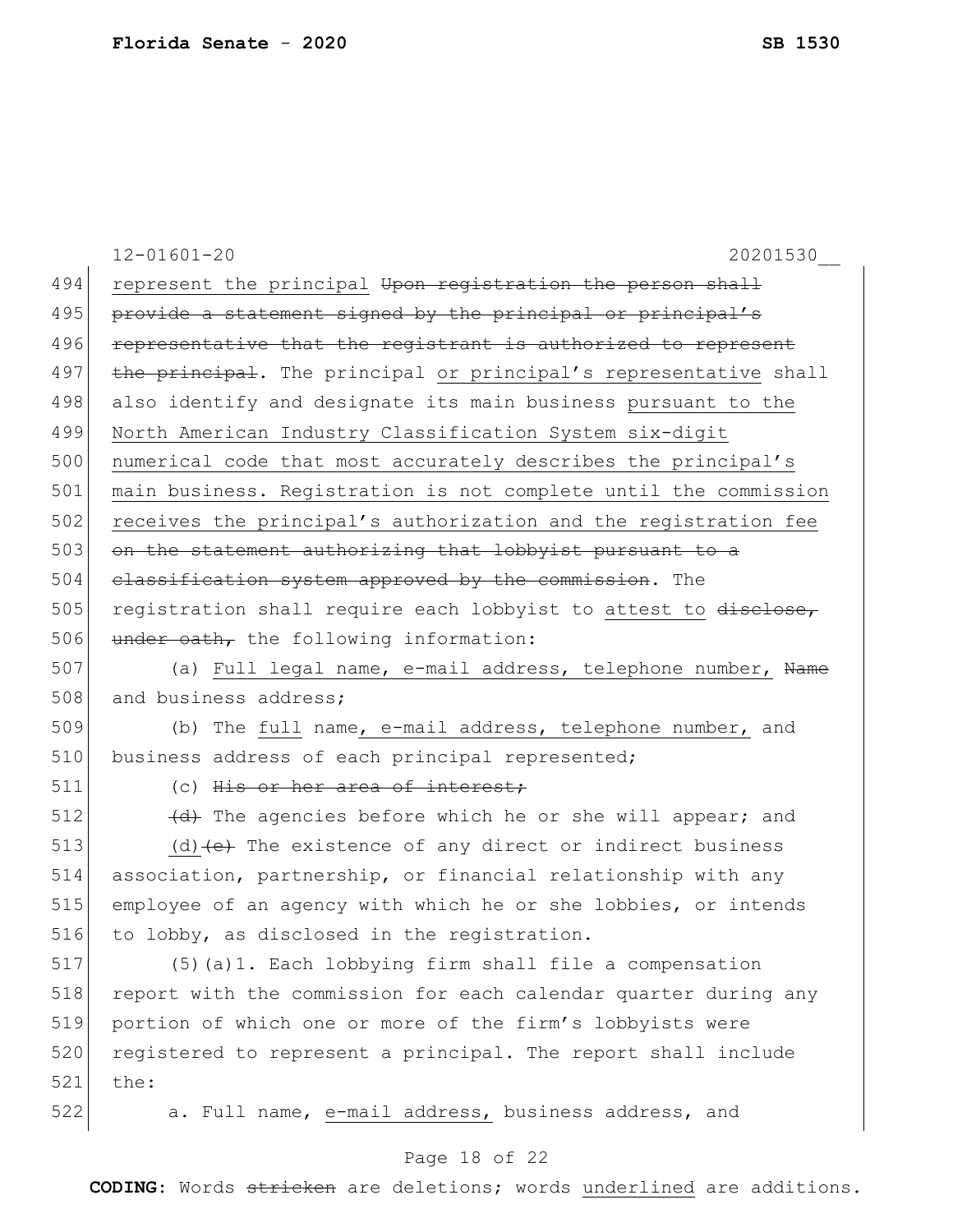represent the principal ~~Upon registration the person shall provide a statement signed by the principal or principal's representative that the registrant is authorized to represent the principal~~. The principal <u>or principal's representative</u> shall also identify and designate its main business <u>pursuant to the North American Industry Classification System six-digit numerical code that most accurately describes the principal's main business. Registration is not complete until the commission receives the principal's authorization and the registration fee</u> ~~on the statement authorizing that lobbyist pursuant to a classification system approved by the commission~~. The registration shall require each lobbyist to <u>attest to</u> ~~disclose, under oath,~~ the following information:

(a) <u>Full legal name, e-mail address, telephone number,</u> ~~Name~~ and business address;

(b) The <u>full</u> name<u>, e-mail address, telephone number,</u> and business address of each principal represented;

(c) ~~His or her area of interest;~~

~~(d)~~ The agencies before which he or she will appear; and

(d)~~(e)~~ The existence of any direct or indirect business association, partnership, or financial relationship with any employee of an agency with which he or she lobbies, or intends to lobby, as disclosed in the registration.

(5)(a)1. Each lobbying firm shall file a compensation report with the commission for each calendar quarter during any portion of which one or more of the firm's lobbyists were registered to represent a principal. The report shall include the:

a. Full name, <u>e-mail address,</u> business address, and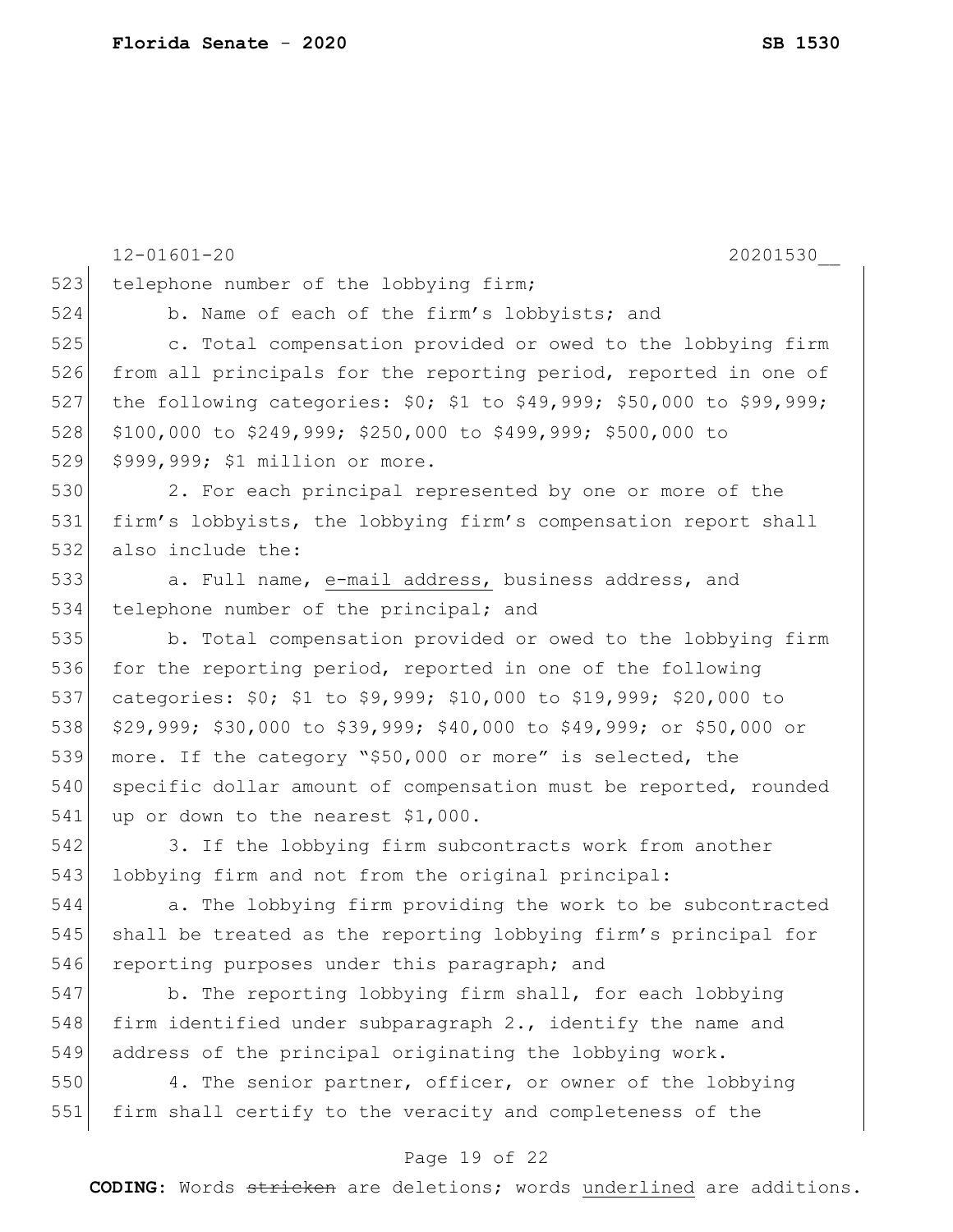telephone number of the lobbying firm;

b. Name of each of the firm's lobbyists; and

c. Total compensation provided or owed to the lobbying firm from all principals for the reporting period, reported in one of the following categories: $0; $1 to $49,999; $50,000 to $99,999; $100,000 to $249,999; $250,000 to $499,999; $500,000 to $999,999; $1 million or more.

2. For each principal represented by one or more of the firm's lobbyists, the lobbying firm's compensation report shall also include the:

a. Full name, <u>e-mail address,</u> business address, and telephone number of the principal; and

b. Total compensation provided or owed to the lobbying firm for the reporting period, reported in one of the following categories: $0; $1 to $9,999; $10,000 to $19,999; $20,000 to $29,999; $30,000 to $39,999; $40,000 to $49,999; or $50,000 or more. If the category "$50,000 or more" is selected, the specific dollar amount of compensation must be reported, rounded up or down to the nearest $1,000.

3. If the lobbying firm subcontracts work from another lobbying firm and not from the original principal:

a. The lobbying firm providing the work to be subcontracted shall be treated as the reporting lobbying firm's principal for reporting purposes under this paragraph; and

b. The reporting lobbying firm shall, for each lobbying firm identified under subparagraph 2., identify the name and address of the principal originating the lobbying work.

4. The senior partner, officer, or owner of the lobbying firm shall certify to the veracity and completeness of the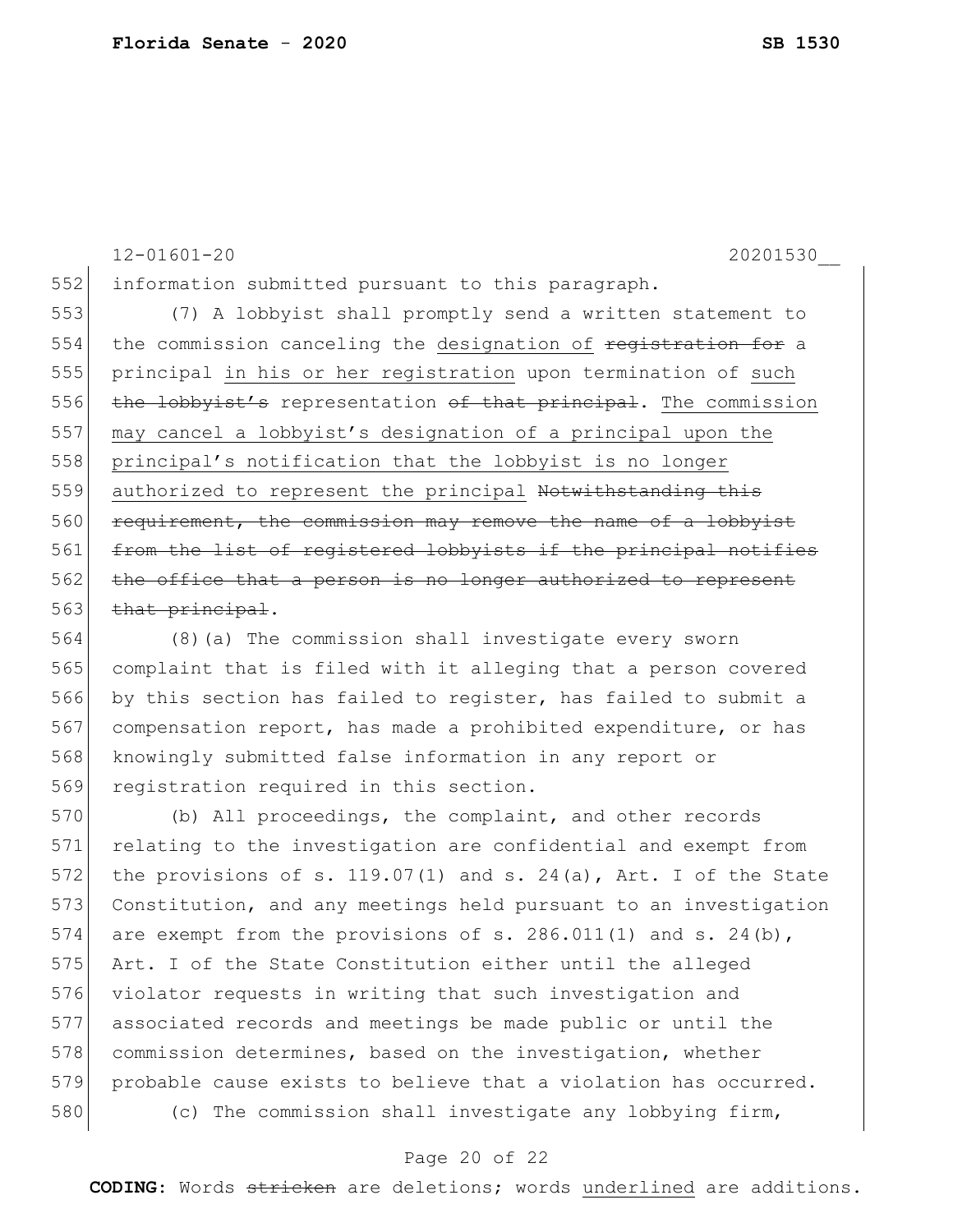information submitted pursuant to this paragraph.

(7) A lobbyist shall promptly send a written statement to the commission canceling the <u>designation of</u> ~~registration for~~ a principal <u>in his or her registration</u> upon termination of <u>such</u> ~~the lobbyist's~~ representation ~~of that principal~~. <u>The commission may cancel a lobbyist's designation of a principal upon the principal's notification that the lobbyist is no longer authorized to represent the principal</u> ~~Notwithstanding this requirement, the commission may remove the name of a lobbyist from the list of registered lobbyists if the principal notifies the office that a person is no longer authorized to represent that principal~~.

(8)(a) The commission shall investigate every sworn complaint that is filed with it alleging that a person covered by this section has failed to register, has failed to submit a compensation report, has made a prohibited expenditure, or has knowingly submitted false information in any report or registration required in this section.

(b) All proceedings, the complaint, and other records relating to the investigation are confidential and exempt from the provisions of s. 119.07(1) and s. 24(a), Art. I of the State Constitution, and any meetings held pursuant to an investigation are exempt from the provisions of s. 286.011(1) and s. 24(b), Art. I of the State Constitution either until the alleged violator requests in writing that such investigation and associated records and meetings be made public or until the commission determines, based on the investigation, whether probable cause exists to believe that a violation has occurred.

(c) The commission shall investigate any lobbying firm,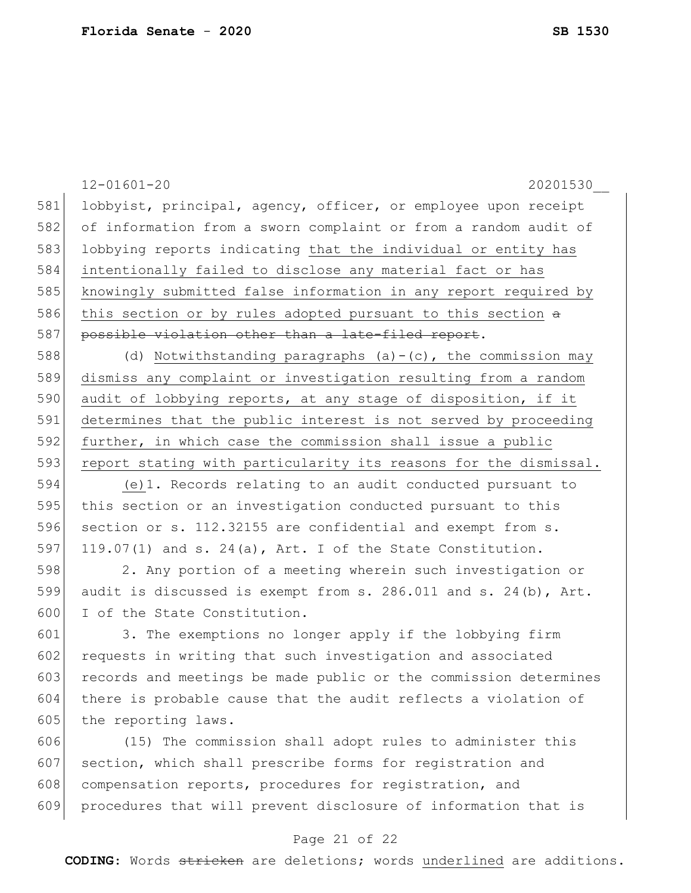lobbyist, principal, agency, officer, or employee upon receipt of information from a sworn complaint or from a random audit of lobbying reports indicating <u>that the individual or entity has intentionally failed to disclose any material fact or has knowingly submitted false information in any report required by this section or by rules adopted pursuant to this section</u> ~~a possible violation other than a late-filed report~~.

(d) <u>Notwithstanding paragraphs (a)-(c), the commission may dismiss any complaint or investigation resulting from a random audit of lobbying reports, at any stage of disposition, if it determines that the public interest is not served by proceeding further, in which case the commission shall issue a public report stating with particularity its reasons for the dismissal.</u>

<u>(e)</u>1. Records relating to an audit conducted pursuant to this section or an investigation conducted pursuant to this section or s. 112.32155 are confidential and exempt from s. 119.07(1) and s. 24(a), Art. I of the State Constitution.

2. Any portion of a meeting wherein such investigation or audit is discussed is exempt from s. 286.011 and s. 24(b), Art. I of the State Constitution.

3. The exemptions no longer apply if the lobbying firm requests in writing that such investigation and associated records and meetings be made public or the commission determines there is probable cause that the audit reflects a violation of the reporting laws.

(15) The commission shall adopt rules to administer this section, which shall prescribe forms for registration and compensation reports, procedures for registration, and procedures that will prevent disclosure of information that is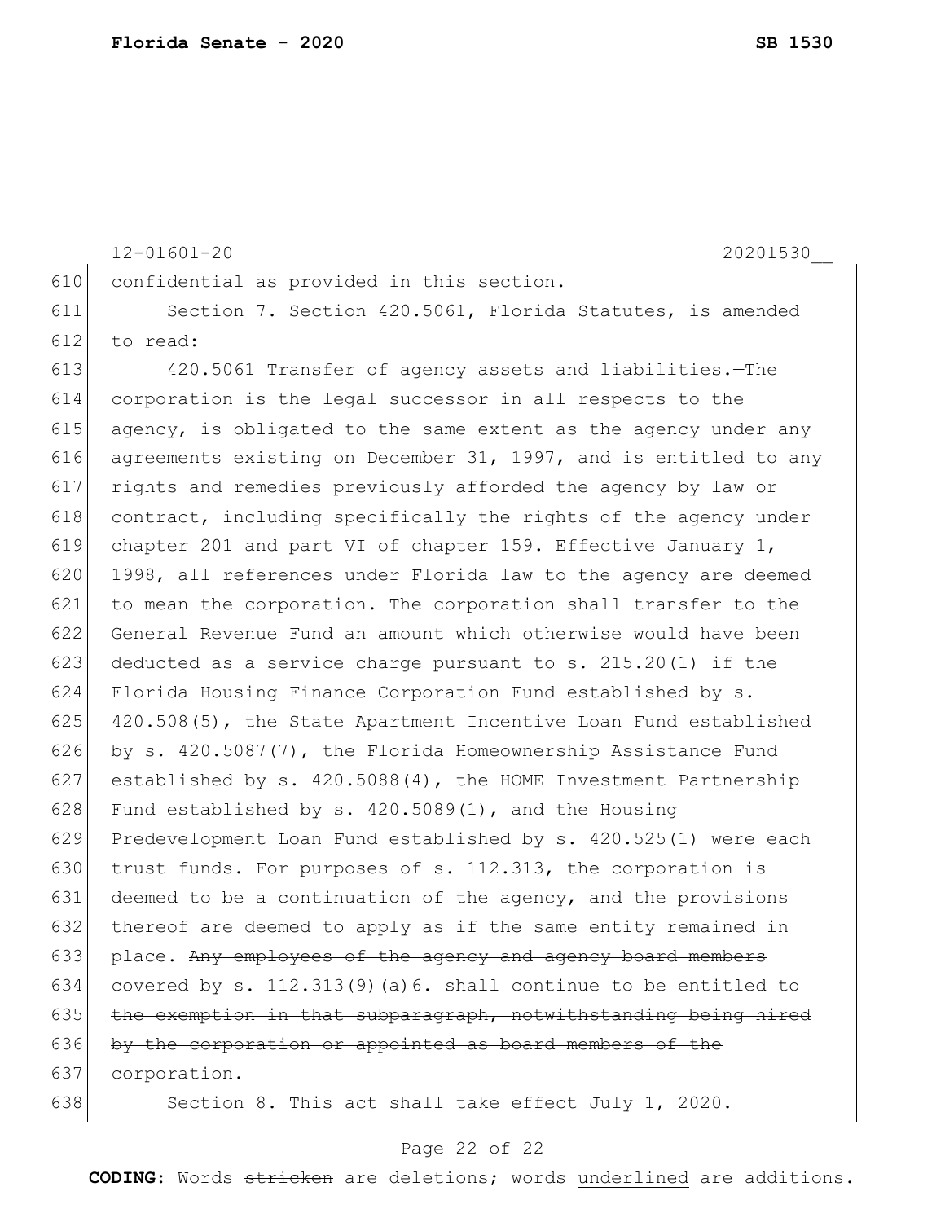confidential as provided in this section.

Section 7. Section 420.5061, Florida Statutes, is amended to read:

420.5061 Transfer of agency assets and liabilities.—The corporation is the legal successor in all respects to the agency, is obligated to the same extent as the agency under any agreements existing on December 31, 1997, and is entitled to any rights and remedies previously afforded the agency by law or contract, including specifically the rights of the agency under chapter 201 and part VI of chapter 159. Effective January 1, 1998, all references under Florida law to the agency are deemed to mean the corporation. The corporation shall transfer to the General Revenue Fund an amount which otherwise would have been deducted as a service charge pursuant to s. 215.20(1) if the Florida Housing Finance Corporation Fund established by s. 420.508(5), the State Apartment Incentive Loan Fund established by s. 420.5087(7), the Florida Homeownership Assistance Fund established by s. 420.5088(4), the HOME Investment Partnership Fund established by s. 420.5089(1), and the Housing Predevelopment Loan Fund established by s. 420.525(1) were each trust funds. For purposes of s. 112.313, the corporation is deemed to be a continuation of the agency, and the provisions thereof are deemed to apply as if the same entity remained in place. ~~Any employees of the agency and agency board members covered by s. 112.313(9)(a)6. shall continue to be entitled to the exemption in that subparagraph, notwithstanding being hired by the corporation or appointed as board members of the corporation.~~

Section 8. This act shall take effect July 1, 2020.

**CODING:** Words ~~stricken~~ are deletions; words underlined are additions.